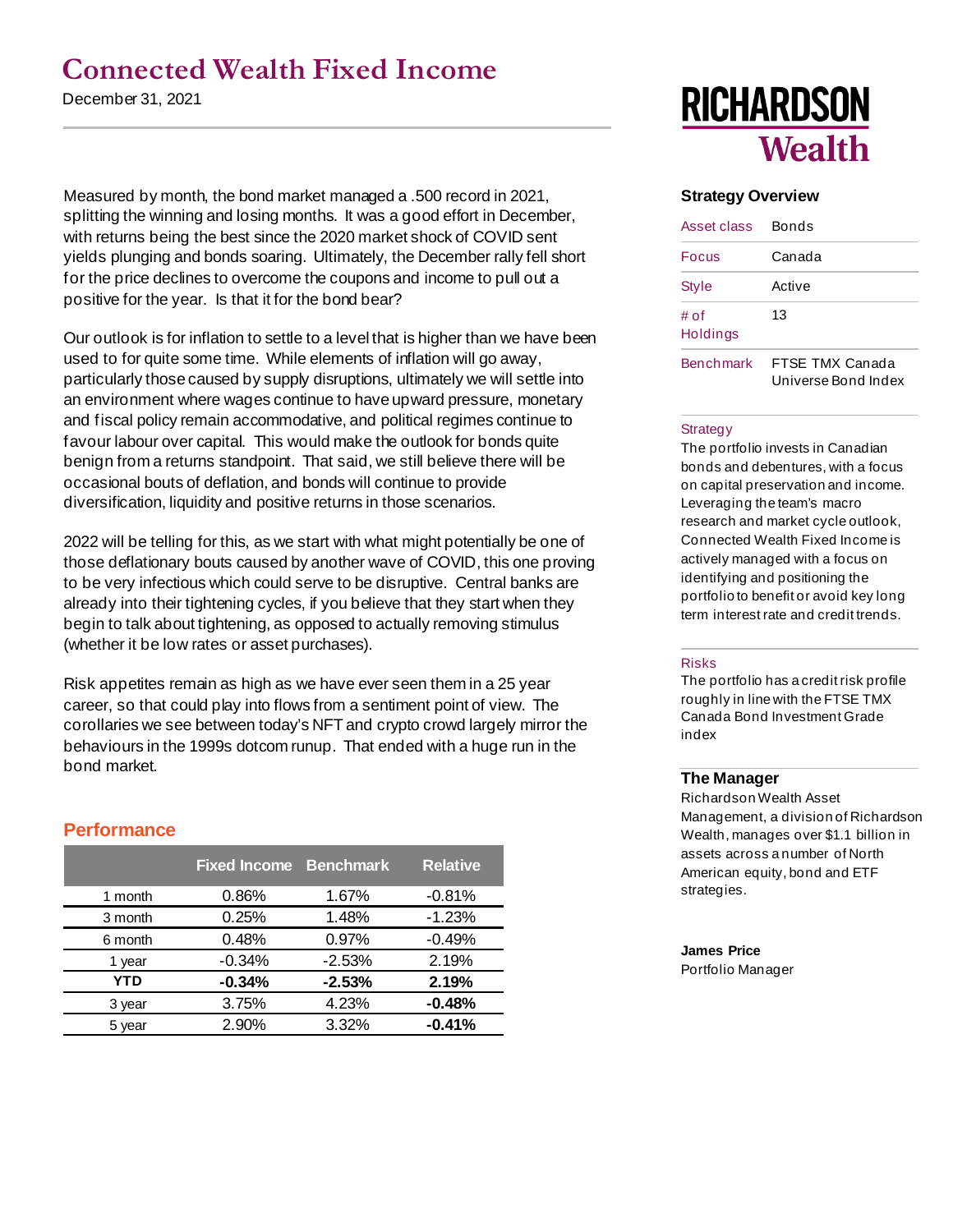# Connected Wealth Fixed Income

December 31, 2021

RICHARDSON Wealth

Measured by month, the bond market managed a .500 record in 2021, splitting the winning and losing months. It was a good effort in December, with returns being the best since the 2020 market shock of COVID sent yields plunging and bonds soaring. Ultimately, the December rally fell short for the price declines to overcome the coupons and income to pull out a positive for the year. Is that it for the bond bear?

Our outlook is for inflation to settle to a level that is higher than we have been used to for quite some time. While elements of inflation will go away, particularly those caused by supply disruptions, ultimately we will settle into an environment where wages continue to have upward pressure, monetary and fiscal policy remain accommodative, and political regimes continue to favour labour over capital. This would make the outlook for bonds quite benign from a returns standpoint. That said, we still believe there will be occasional bouts of deflation, and bonds will continue to provide diversification, liquidity and positive returns in those scenarios.

2022 will be telling for this, as we start with what might potentially be one of those deflationary bouts caused by another wave of COVID, this one proving to be very infectious which could serve to be disruptive. Central banks are already into their tightening cycles, if you believe that they start when they begin to talk about tightening, as opposed to actually removing stimulus (whether it be low rates or asset purchases).

Risk appetites remain as high as we have ever seen them in a 25 year career, so that could play into flows from a sentiment point of view. The corollaries we see between today's NFT and crypto crowd largely mirror the behaviours in the 1999s dotcom runup. That ended with a huge run in the bond market.

## Performance

| | Fixed Income | Benchmark | Relative |
|---|---|---|---|
| 1 month | 0.86% | 1.67% | -0.81% |
| 3 month | 0.25% | 1.48% | -1.23% |
| 6 month | 0.48% | 0.97% | -0.49% |
| 1 year | -0.34% | -2.53% | 2.19% |
| **YTD** | **-0.34%** | **-2.53%** | **2.19%** |
| 3 year | 3.75% | 4.23% | **-0.48%** |
| 5 year | 2.90% | 3.32% | **-0.41%** |

### Strategy Overview

| | |
|---|---|
| Asset class | Bonds |
| Focus | Canada |
| Style | Active |
| # of Holdings | 13 |
| Benchmark | FTSE TMX Canada Universe Bond Index |

**Strategy**

The portfolio invests in Canadian bonds and debentures, with a focus on capital preservation and income. Leveraging the team's macro research and market cycle outlook, Connected Wealth Fixed Income is actively managed with a focus on identifying and positioning the portfolio to benefit or avoid key long term interest rate and credit trends.

**Risks**

The portfolio has a credit risk profile roughly in line with the FTSE TMX Canada Bond Investment Grade index

### The Manager

Richardson Wealth Asset Management, a division of Richardson Wealth, manages over $1.1 billion in assets across a number of North American equity, bond and ETF strategies.

**James Price**
Portfolio Manager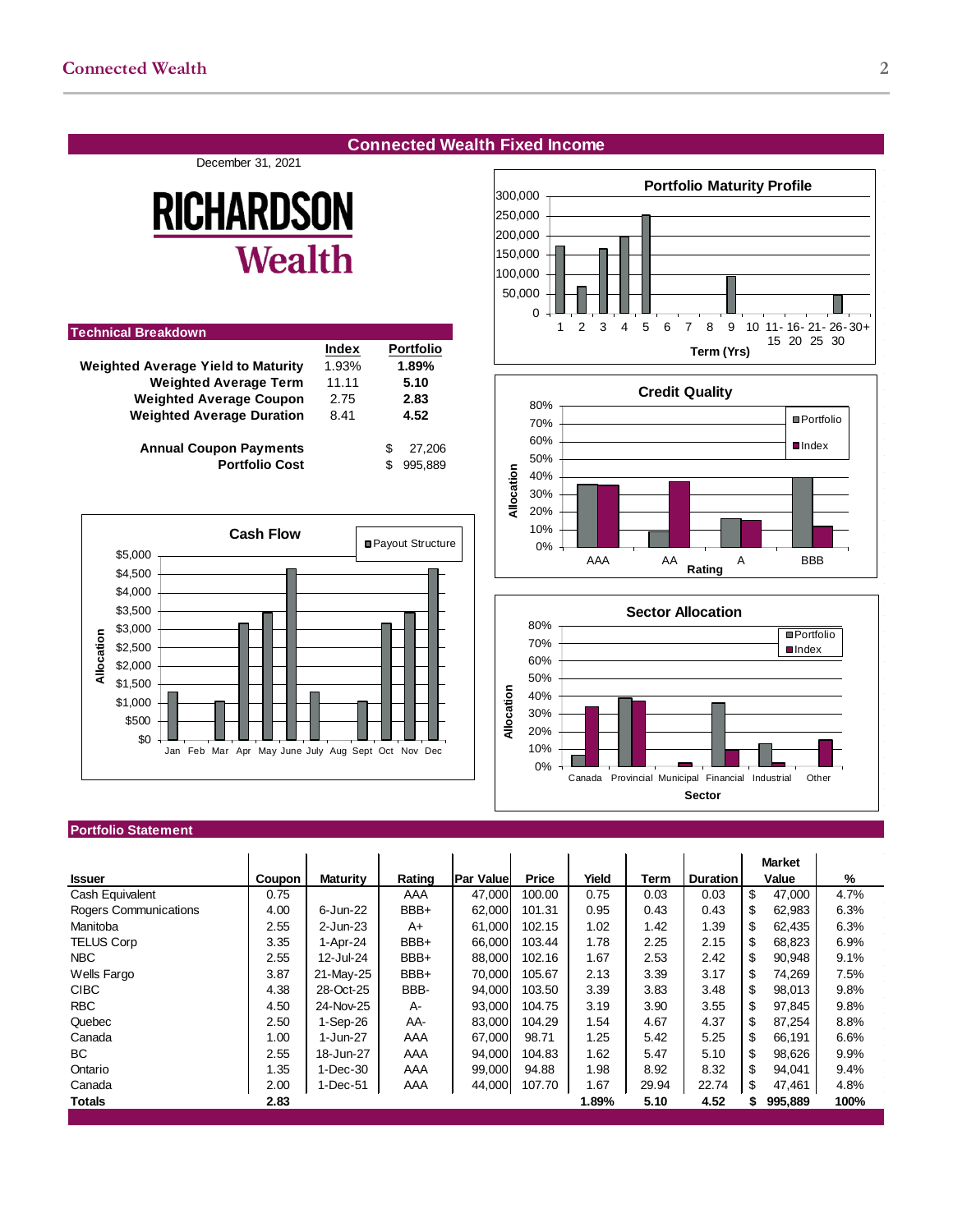## Connected Wealth Fixed Income

December 31, 2021

RICHARDSON Wealth

### Technical Breakdown

| | Index | Portfolio |
|---|---|---|
| **Weighted Average Yield to Maturity** | 1.93% | **1.89%** |
| **Weighted Average Term** | 11.11 | **5.10** |
| **Weighted Average Coupon** | 2.75 | **2.83** |
| **Weighted Average Duration** | 8.41 | **4.52** |

| | |
|---|---|
| **Annual Coupon Payments** | $ 27,206 |
| **Portfolio Cost** | $ 995,889 |

**Portfolio Maturity Profile**

**Credit Quality**

**Cash Flow**

**Sector Allocation**

### Portfolio Statement

| Issuer | Coupon | Maturity | Rating | Par Value | Price | Yield | Term | Duration | Market Value | % |
|---|---|---|---|---|---|---|---|---|---|---|
| Cash Equivalent | 0.75 | | AAA | 47,000 | 100.00 | 0.75 | 0.03 | 0.03 | $ 47,000 | 4.7% |
| Rogers Communications | 4.00 | 6-Jun-22 | BBB+ | 62,000 | 101.31 | 0.95 | 0.43 | 0.43 | $ 62,983 | 6.3% |
| Manitoba | 2.55 | 2-Jun-23 | A+ | 61,000 | 102.15 | 1.02 | 1.42 | 1.39 | $ 62,435 | 6.3% |
| TELUS Corp | 3.35 | 1-Apr-24 | BBB+ | 66,000 | 103.44 | 1.78 | 2.25 | 2.15 | $ 68,823 | 6.9% |
| NBC | 2.55 | 12-Jul-24 | BBB+ | 88,000 | 102.16 | 1.67 | 2.53 | 2.42 | $ 90,948 | 9.1% |
| Wells Fargo | 3.87 | 21-May-25 | BBB+ | 70,000 | 105.67 | 2.13 | 3.39 | 3.17 | $ 74,269 | 7.5% |
| CIBC | 4.38 | 28-Oct-25 | BBB- | 94,000 | 103.50 | 3.39 | 3.83 | 3.48 | $ 98,013 | 9.8% |
| RBC | 4.50 | 24-Nov-25 | A- | 93,000 | 104.75 | 3.19 | 3.90 | 3.55 | $ 97,845 | 9.8% |
| Quebec | 2.50 | 1-Sep-26 | AA- | 83,000 | 104.29 | 1.54 | 4.67 | 4.37 | $ 87,254 | 8.8% |
| Canada | 1.00 | 1-Jun-27 | AAA | 67,000 | 98.71 | 1.25 | 5.42 | 5.25 | $ 66,191 | 6.6% |
| BC | 2.55 | 18-Jun-27 | AAA | 94,000 | 104.83 | 1.62 | 5.47 | 5.10 | $ 98,626 | 9.9% |
| Ontario | 1.35 | 1-Dec-30 | AAA | 99,000 | 94.88 | 1.98 | 8.92 | 8.32 | $ 94,041 | 9.4% |
| Canada | 2.00 | 1-Dec-51 | AAA | 44,000 | 107.70 | 1.67 | 29.94 | 22.74 | $ 47,461 | 4.8% |
| **Totals** | **2.83** | | | | | **1.89%** | **5.10** | **4.52** | **$ 995,889** | **100%** |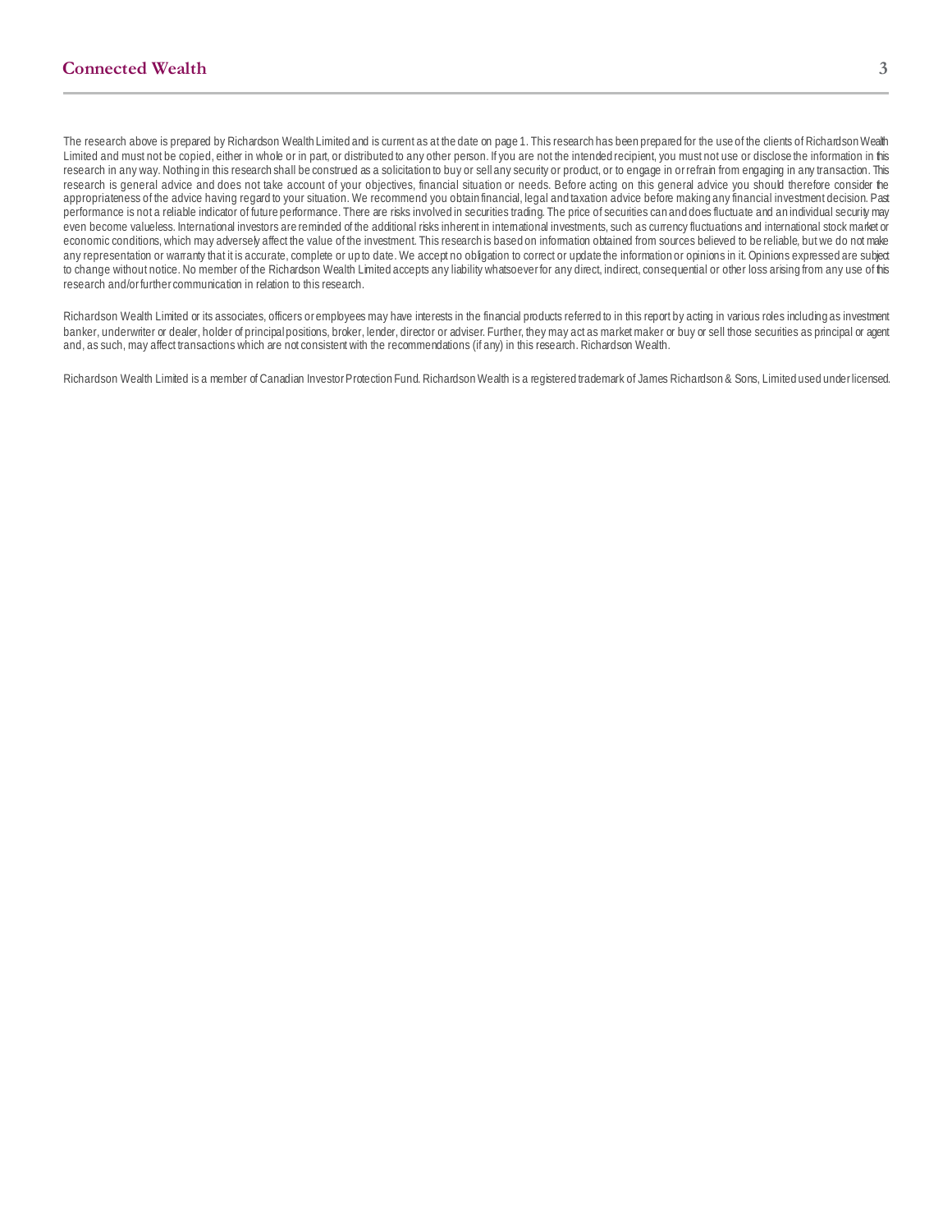The research above is prepared by Richardson Wealth Limited and is current as at the date on page 1. This research has been prepared for the use of the clients of Richardson Wealth Limited and must not be copied, either in whole or in part, or distributed to any other person. If you are not the intended recipient, you must not use or disclose the information in this research in any way. Nothing in this research shall be construed as a solicitation to buy or sell any security or product, or to engage in or refrain from engaging in any transaction. This research is general advice and does not take account of your objectives, financial situation or needs. Before acting on this general advice you should therefore consider the appropriateness of the advice having regard to your situation. We recommend you obtain financial, legal and taxation advice before making any financial investment decision. Past performance is not a reliable indicator of future performance. There are risks involved in securities trading. The price of securities can and does fluctuate and an individual security may even become valueless. International investors are reminded of the additional risks inherent in international investments, such as currency fluctuations and international stock market or economic conditions, which may adversely affect the value of the investment. This research is based on information obtained from sources believed to be reliable, but we do not make any representation or warranty that it is accurate, complete or up to date. We accept no obligation to correct or update the information or opinions in it. Opinions expressed are subject to change without notice. No member of the Richardson Wealth Limited accepts any liability whatsoever for any direct, indirect, consequential or other loss arising from any use of this research and/or further communication in relation to this research.

Richardson Wealth Limited or its associates, officers or employees may have interests in the financial products referred to in this report by acting in various roles including as investment banker, underwriter or dealer, holder of principal positions, broker, lender, director or adviser. Further, they may act as market maker or buy or sell those securities as principal or agent and, as such, may affect transactions which are not consistent with the recommendations (if any) in this research. Richardson Wealth.

Richardson Wealth Limited is a member of Canadian Investor Protection Fund. Richardson Wealth is a registered trademark of James Richardson & Sons, Limited used under licensed.